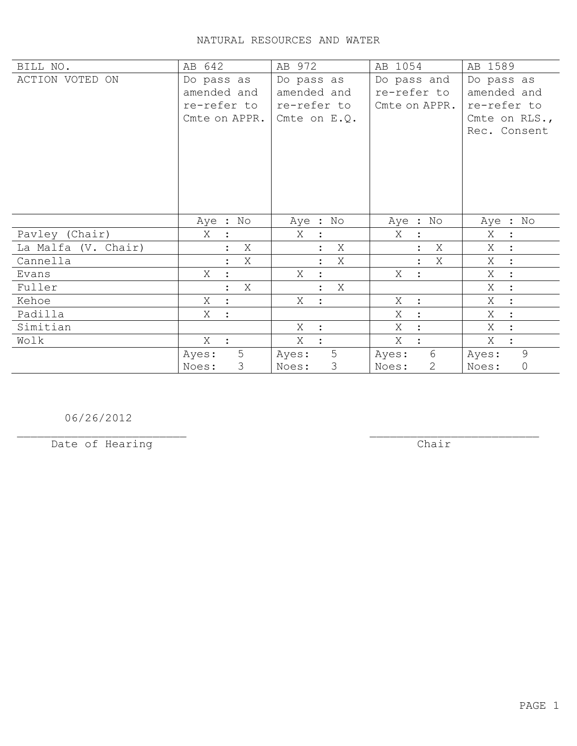# NATURAL RESOURCES AND WATER

| BILL NO. | AB 642 | AB 972 | AB 1054 | AB 1589 |
|---|---|---|---|---|
| ACTION VOTED ON | Do pass as amended and re-refer to Cmte on APPR. | Do pass as amended and re-refer to Cmte on E.Q. | Do pass and re-refer to Cmte on APPR. | Do pass as amended and re-refer to Cmte on RLS., Rec. Consent |
| | Aye : No | Aye : No | Aye : No | Aye : No |
| Pavley (Chair) | X : | X : | X : | X : |
| La Malfa (V. Chair) | : X | : X | : X | X : |
| Cannella | : X | : X | : X | X : |
| Evans | X : | X : | X : | X : |
| Fuller | : X | : X | | X : |
| Kehoe | X : | X : | X : | X : |
| Padilla | X : | | X : | X : |
| Simitian | | X : | X : | X : |
| Wolk | X : | X : | X : | X : |
| | Ayes: 5 Noes: 3 | Ayes: 5 Noes: 3 | Ayes: 6 Noes: 2 | Ayes: 9 Noes: 0 |

06/26/2012
_________________________
Date of Hearing

_________________________
Chair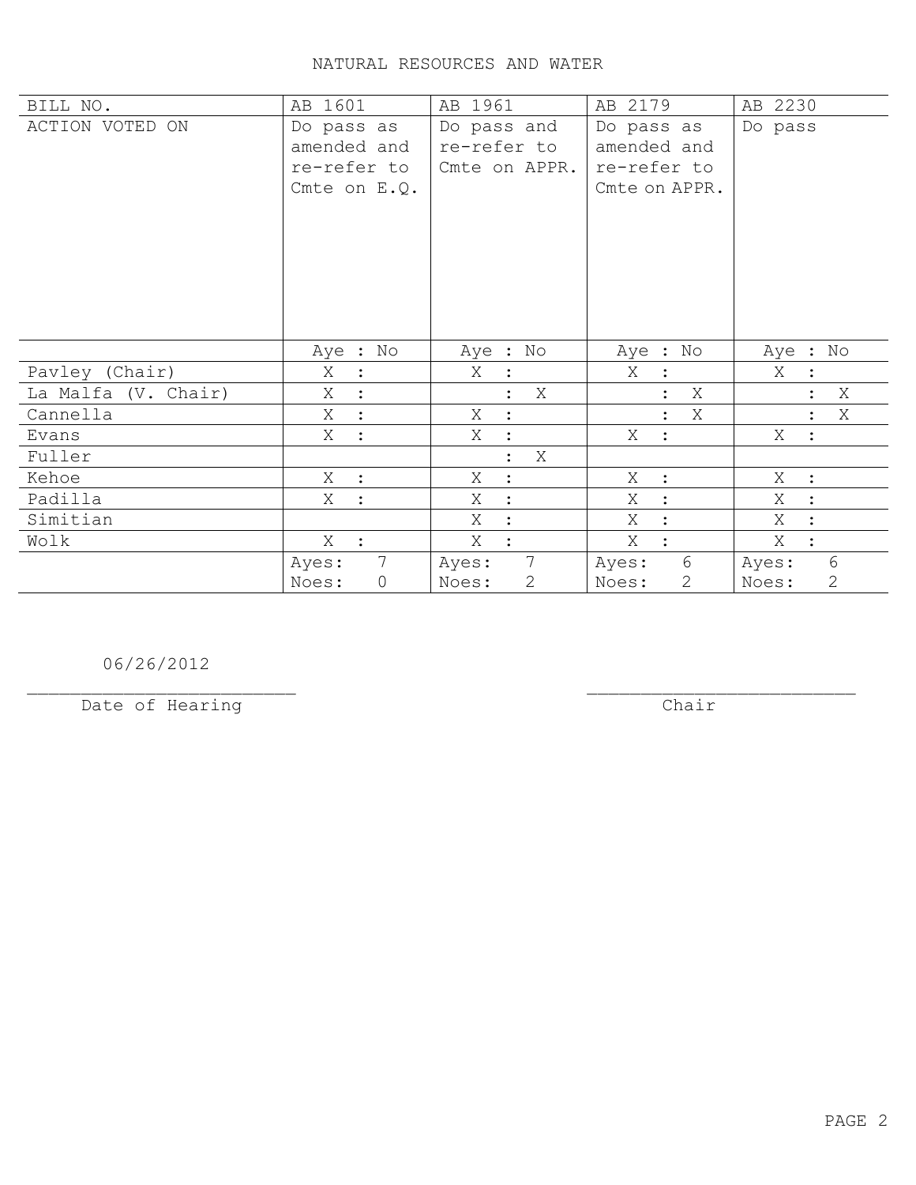# NATURAL RESOURCES AND WATER

| BILL NO. | AB 1601 | AB 1961 | AB 2179 | AB 2230 |
|---|---|---|---|---|
| ACTION VOTED ON | Do pass as amended and re-refer to Cmte on E.Q. | Do pass and re-refer to Cmte on APPR. | Do pass as amended and re-refer to Cmte on APPR. | Do pass |
| | Aye : No | Aye : No | Aye : No | Aye : No |
| Pavley (Chair) | X : | X : | X : | X : |
| La Malfa (V. Chair) | X : | : X | : X | : X |
| Cannella | X : | X : | : X | : X |
| Evans | X : | X : | X : | X : |
| Fuller | | : X | | |
| Kehoe | X : | X : | X : | X : |
| Padilla | X : | X : | X : | X : |
| Simitian | | X : | X : | X : |
| Wolk | X : | X : | X : | X : |
| | Ayes: 7 Noes: 0 | Ayes: 7 Noes: 2 | Ayes: 6 Noes: 2 | Ayes: 6 Noes: 2 |

06/26/2012
_________________________
Date of Hearing

_________________________
Chair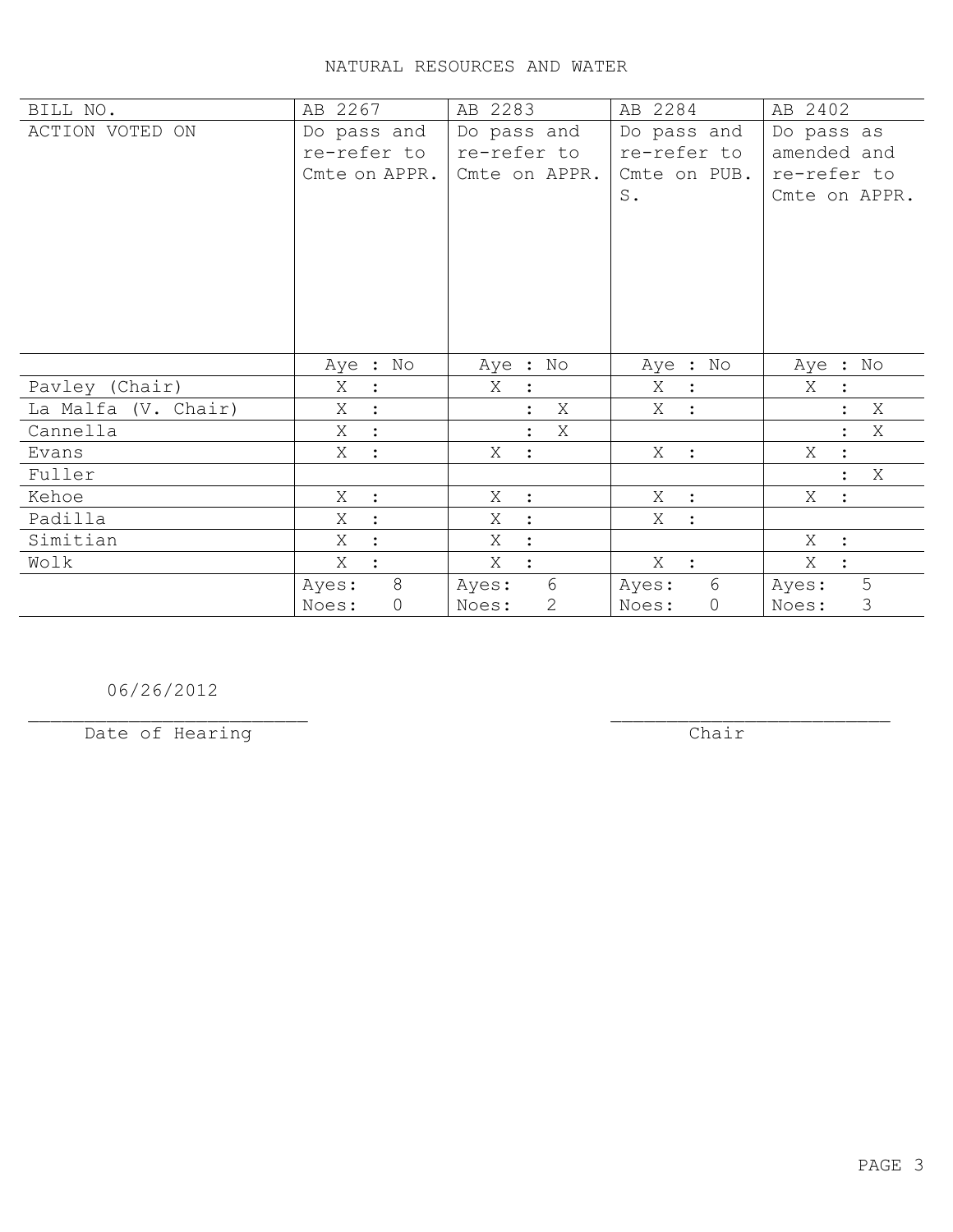NATURAL RESOURCES AND WATER

| BILL NO. | AB 2267 | AB 2283 | AB 2284 | AB 2402 |
|---|---|---|---|---|
| ACTION VOTED ON | Do pass and re-refer to Cmte on APPR. | Do pass and re-refer to Cmte on APPR. | Do pass and re-refer to Cmte on PUB. S. | Do pass as amended and re-refer to Cmte on APPR. |
| | Aye : No | Aye : No | Aye : No | Aye : No |
| Pavley (Chair) | X : | X : | X : | X : |
| La Malfa (V. Chair) | X : | : X | X : | : X |
| Cannella | X : | : X | | : X |
| Evans | X : | X : | X : | X : |
| Fuller | | | | : X |
| Kehoe | X : | X : | X : | X : |
| Padilla | X : | X : | X : | |
| Simitian | X : | X : | | X : |
| Wolk | X : | X : | X : | X : |
| | Ayes: 8<br>Noes: 0 | Ayes: 6<br>Noes: 2 | Ayes: 6<br>Noes: 0 | Ayes: 5<br>Noes: 3 |

06/26/2012

Date of Hearing

Chair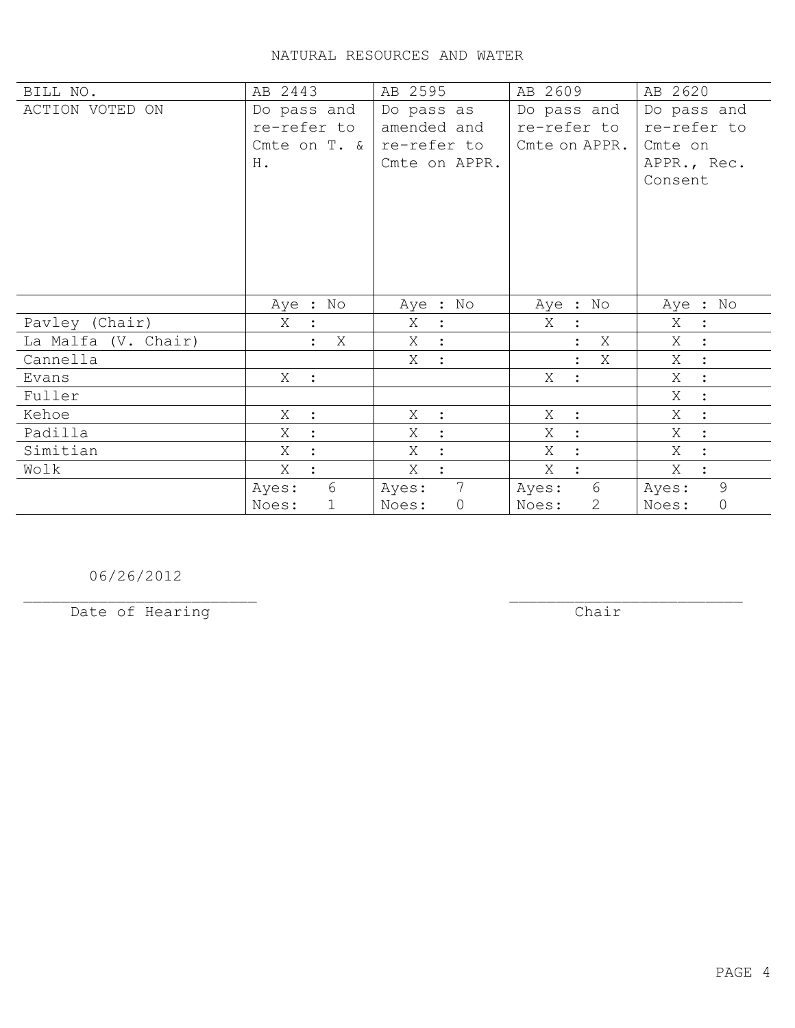# NATURAL RESOURCES AND WATER

| BILL NO. | AB 2443 | AB 2595 | AB 2609 | AB 2620 |
|---|---|---|---|---|
| ACTION VOTED ON | Do pass and re-refer to Cmte on T. & H. | Do pass as amended and re-refer to Cmte on APPR. | Do pass and re-refer to Cmte on APPR. | Do pass and re-refer to Cmte on APPR., Rec. Consent |
| | Aye : No | Aye : No | Aye : No | Aye : No |
| Pavley (Chair) | X : | X : | X : | X : |
| La Malfa (V. Chair) | : X | X : | : X | X : |
| Cannella | | X : | : X | X : |
| Evans | X : | | X : | X : |
| Fuller | | | | X : |
| Kehoe | X : | X : | X : | X : |
| Padilla | X : | X : | X : | X : |
| Simitian | X : | X : | X : | X : |
| Wolk | X : | X : | X : | X : |
| | Ayes: 6 Noes: 1 | Ayes: 7 Noes: 0 | Ayes: 6 Noes: 2 | Ayes: 9 Noes: 0 |

06/26/2012
\_\_\_\_\_\_\_\_\_\_\_\_\_\_\_\_\_\_\_\_\_\_\_\_\_
Date of Hearing

\_\_\_\_\_\_\_\_\_\_\_\_\_\_\_\_\_\_\_\_\_\_\_\_\_
Chair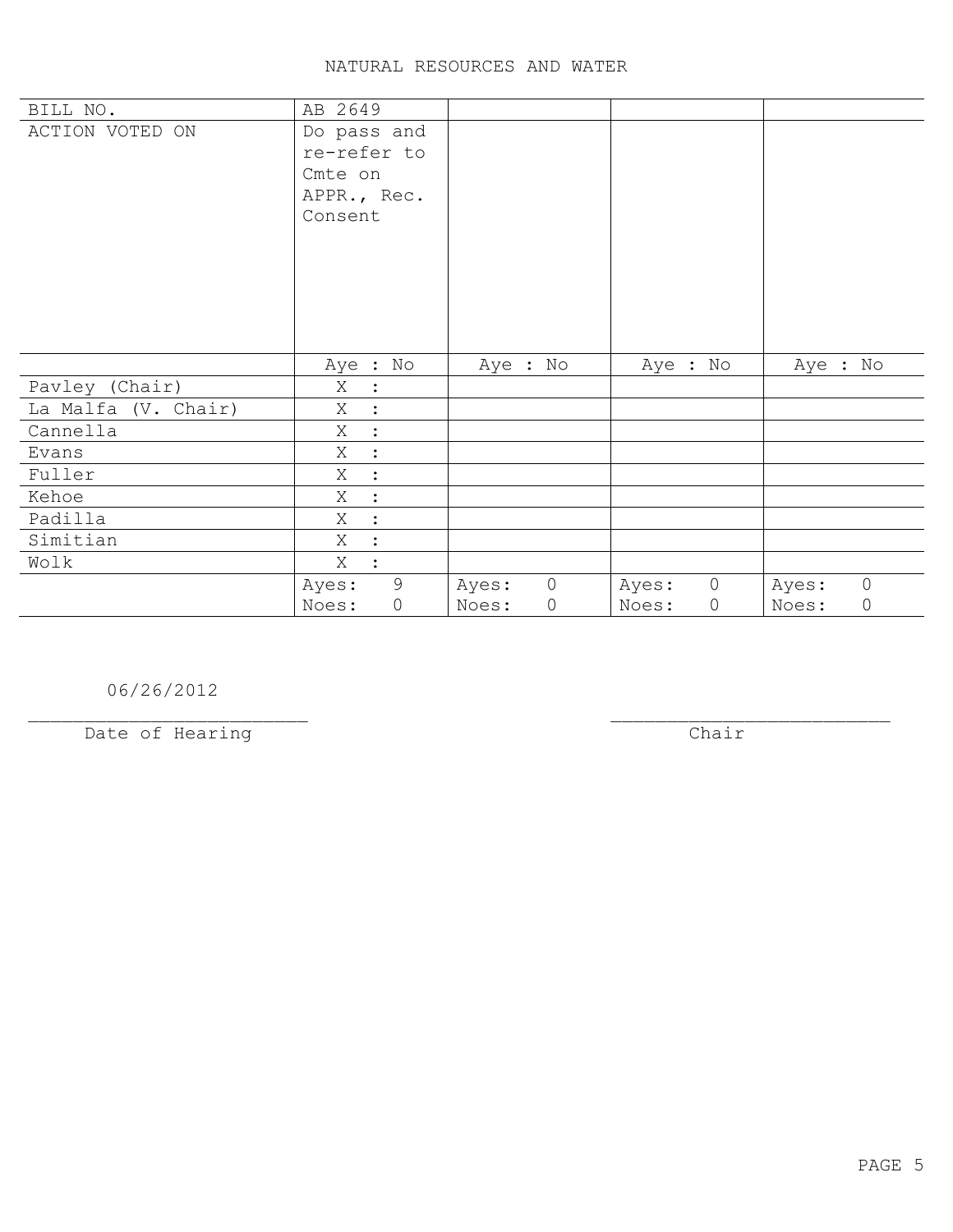# NATURAL RESOURCES AND WATER

| BILL NO. | AB 2649 | | | |
|---|---|---|---|---|
| ACTION VOTED ON | Do pass and re-refer to Cmte on APPR., Rec. Consent | | | |
| | Aye : No | Aye : No | Aye : No | Aye : No |
| Pavley (Chair) | X : | | | |
| La Malfa (V. Chair) | X : | | | |
| Cannella | X : | | | |
| Evans | X : | | | |
| Fuller | X : | | | |
| Kehoe | X : | | | |
| Padilla | X : | | | |
| Simitian | X : | | | |
| Wolk | X : | | | |
| | Ayes: 9 Noes: 0 | Ayes: 0 Noes: 0 | Ayes: 0 Noes: 0 | Ayes: 0 Noes: 0 |

06/26/2012
_________________________
Date of Hearing

_________________________
Chair